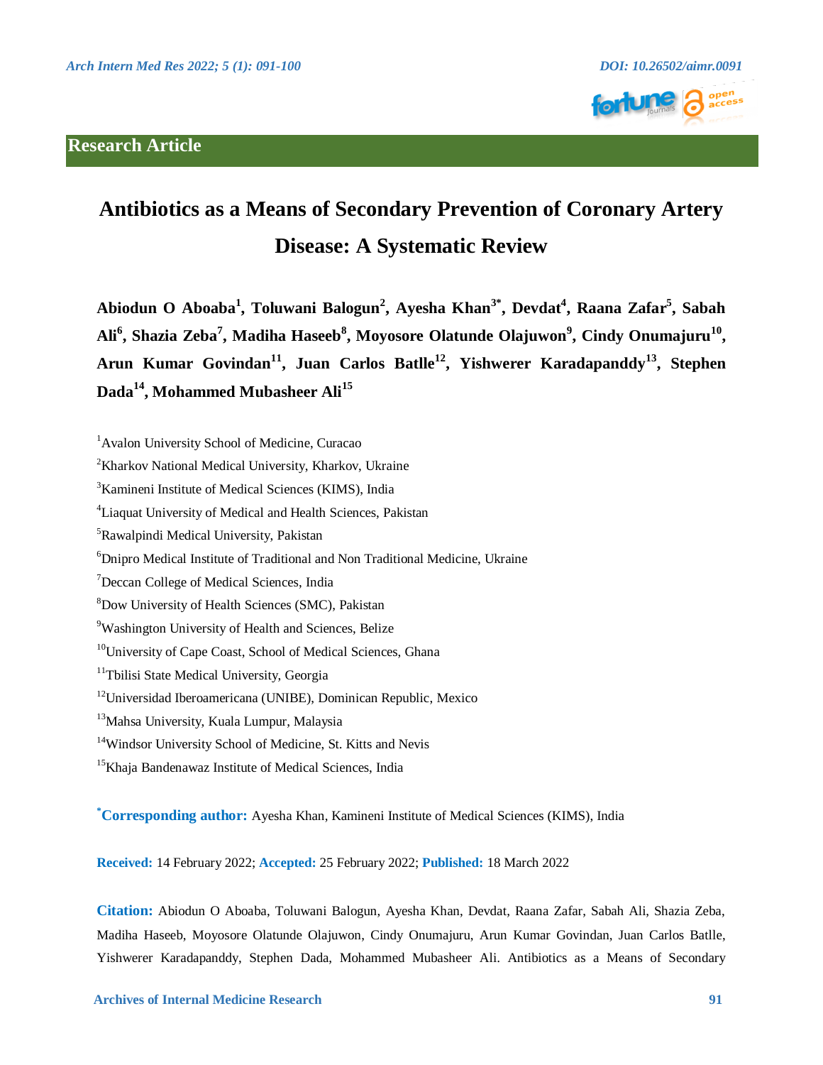Research Article

# Antibiotics as a Means of Secondary Prevention of Coronary Artery Disease: A Systematic Review

**Abiodun O Aboaba[1], Toluwani Balogun[2], Ayesha Khan[3*], Devdat[4], Raana Zafar[5], Sabah Ali[6], Shazia Zeba[7], Madiha Haseeb[8], Moyosore Olatunde Olajuwon[9], Cindy Onumajuru[10], Arun Kumar Govindan[11], Juan Carlos Batlle[12], Yishwerer Karadapanddy[13], Stephen Dada[14], Mohammed Mubasheer Ali[15]**

[1]Avalon University School of Medicine, Curacao

[2]Kharkov National Medical University, Kharkov, Ukraine

[3]Kamineni Institute of Medical Sciences (KIMS), India

[4]Liaquat University of Medical and Health Sciences, Pakistan

[5]Rawalpindi Medical University, Pakistan

[6]Dnipro Medical Institute of Traditional and Non Traditional Medicine, Ukraine

[7]Deccan College of Medical Sciences, India

[8]Dow University of Health Sciences (SMC), Pakistan

[9]Washington University of Health and Sciences, Belize

[10]University of Cape Coast, School of Medical Sciences, Ghana

[11]Tbilisi State Medical University, Georgia

[12]Universidad Iberoamericana (UNIBE), Dominican Republic, Mexico

[13]Mahsa University, Kuala Lumpur, Malaysia

[14]Windsor University School of Medicine, St. Kitts and Nevis

[15]Khaja Bandenawaz Institute of Medical Sciences, India

**[*]Corresponding author:** Ayesha Khan, Kamineni Institute of Medical Sciences (KIMS), India

**Received:** 14 February 2022; **Accepted:** 25 February 2022; **Published:** 18 March 2022

**Citation:** Abiodun O Aboaba, Toluwani Balogun, Ayesha Khan, Devdat, Raana Zafar, Sabah Ali, Shazia Zeba, Madiha Haseeb, Moyosore Olatunde Olajuwon, Cindy Onumajuru, Arun Kumar Govindan, Juan Carlos Batlle, Yishwerer Karadapanddy, Stephen Dada, Mohammed Mubasheer Ali. Antibiotics as a Means of Secondary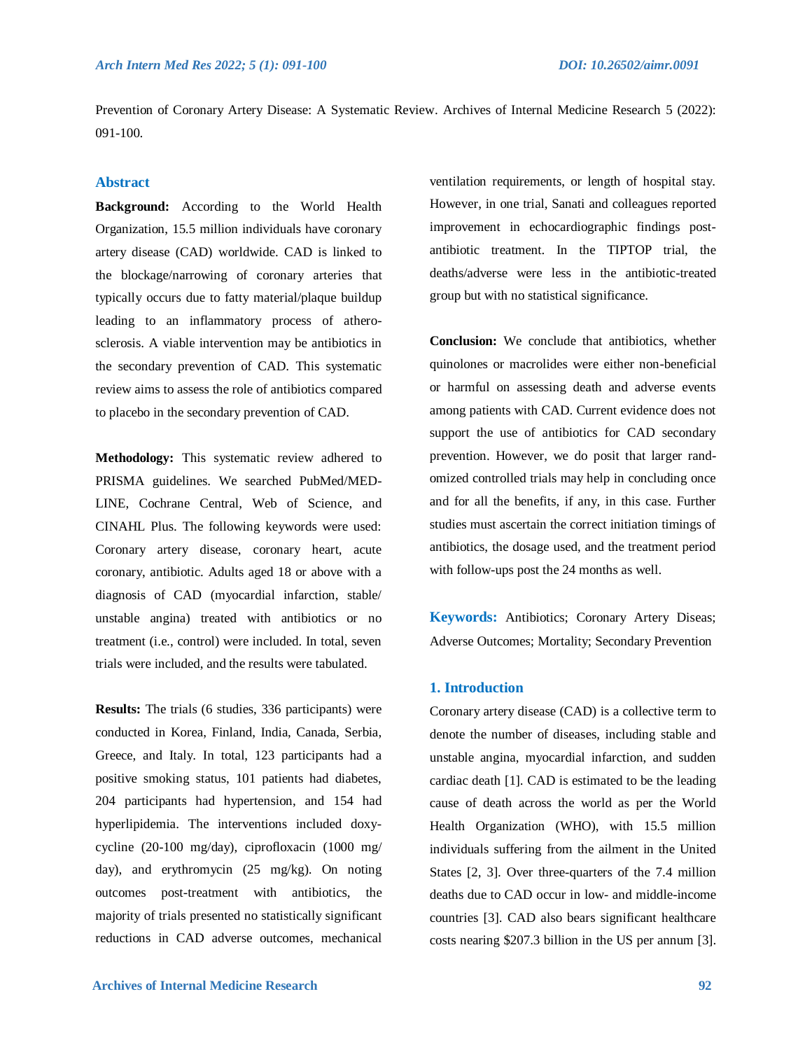Prevention of Coronary Artery Disease: A Systematic Review. Archives of Internal Medicine Research 5 (2022): 091-100.

## Abstract

**Background:** According to the World Health Organization, 15.5 million individuals have coronary artery disease (CAD) worldwide. CAD is linked to the blockage/narrowing of coronary arteries that typically occurs due to fatty material/plaque buildup leading to an inflammatory process of athero-sclerosis. A viable intervention may be antibiotics in the secondary prevention of CAD. This systematic review aims to assess the role of antibiotics compared to placebo in the secondary prevention of CAD.

**Methodology:** This systematic review adhered to PRISMA guidelines. We searched PubMed/MED-LINE, Cochrane Central, Web of Science, and CINAHL Plus. The following keywords were used: Coronary artery disease, coronary heart, acute coronary, antibiotic. Adults aged 18 or above with a diagnosis of CAD (myocardial infarction, stable/ unstable angina) treated with antibiotics or no treatment (i.e., control) were included. In total, seven trials were included, and the results were tabulated.

**Results:** The trials (6 studies, 336 participants) were conducted in Korea, Finland, India, Canada, Serbia, Greece, and Italy. In total, 123 participants had a positive smoking status, 101 patients had diabetes, 204 participants had hypertension, and 154 had hyperlipidemia. The interventions included doxy-cycline (20-100 mg/day), ciprofloxacin (1000 mg/ day), and erythromycin (25 mg/kg). On noting outcomes post-treatment with antibiotics, the majority of trials presented no statistically significant reductions in CAD adverse outcomes, mechanical ventilation requirements, or length of hospital stay. However, in one trial, Sanati and colleagues reported improvement in echocardiographic findings post-antibiotic treatment. In the TIPTOP trial, the deaths/adverse were less in the antibiotic-treated group but with no statistical significance.

**Conclusion:** We conclude that antibiotics, whether quinolones or macrolides were either non-beneficial or harmful on assessing death and adverse events among patients with CAD. Current evidence does not support the use of antibiotics for CAD secondary prevention. However, we do posit that larger rand-omized controlled trials may help in concluding once and for all the benefits, if any, in this case. Further studies must ascertain the correct initiation timings of antibiotics, the dosage used, and the treatment period with follow-ups post the 24 months as well.

**Keywords:** Antibiotics; Coronary Artery Diseas; Adverse Outcomes; Mortality; Secondary Prevention

## 1. Introduction

Coronary artery disease (CAD) is a collective term to denote the number of diseases, including stable and unstable angina, myocardial infarction, and sudden cardiac death [1]. CAD is estimated to be the leading cause of death across the world as per the World Health Organization (WHO), with 15.5 million individuals suffering from the ailment in the United States [2, 3]. Over three-quarters of the 7.4 million deaths due to CAD occur in low- and middle-income countries [3]. CAD also bears significant healthcare costs nearing $207.3 billion in the US per annum [3].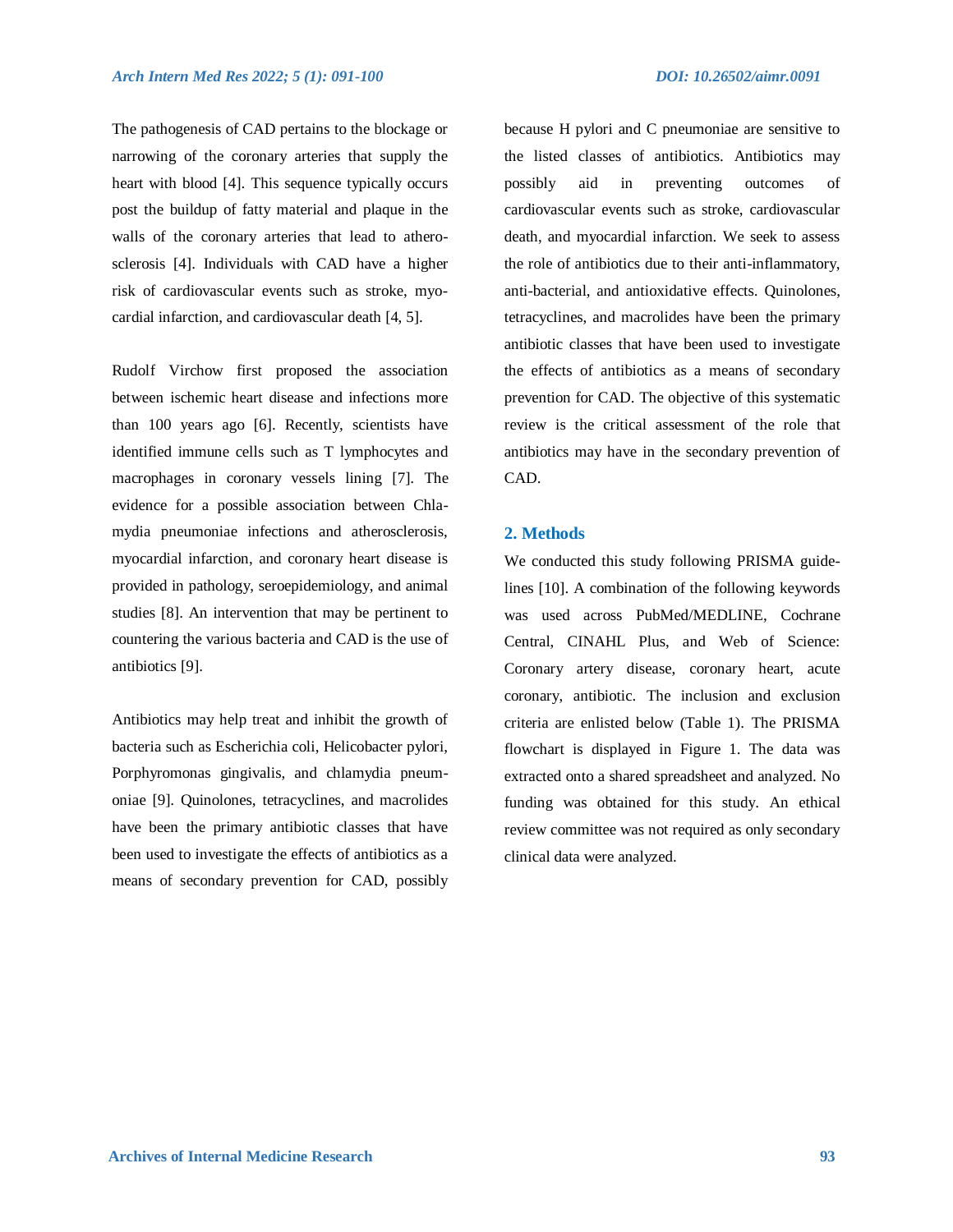The pathogenesis of CAD pertains to the blockage or narrowing of the coronary arteries that supply the heart with blood [4]. This sequence typically occurs post the buildup of fatty material and plaque in the walls of the coronary arteries that lead to atherosclerosis [4]. Individuals with CAD have a higher risk of cardiovascular events such as stroke, myocardial infarction, and cardiovascular death [4, 5].

Rudolf Virchow first proposed the association between ischemic heart disease and infections more than 100 years ago [6]. Recently, scientists have identified immune cells such as T lymphocytes and macrophages in coronary vessels lining [7]. The evidence for a possible association between Chlamydia pneumoniae infections and atherosclerosis, myocardial infarction, and coronary heart disease is provided in pathology, seroepidemiology, and animal studies [8]. An intervention that may be pertinent to countering the various bacteria and CAD is the use of antibiotics [9].

Antibiotics may help treat and inhibit the growth of bacteria such as Escherichia coli, Helicobacter pylori, Porphyromonas gingivalis, and chlamydia pneumoniae [9]. Quinolones, tetracyclines, and macrolides have been the primary antibiotic classes that have been used to investigate the effects of antibiotics as a means of secondary prevention for CAD, possibly because H pylori and C pneumoniae are sensitive to the listed classes of antibiotics. Antibiotics may possibly aid in preventing outcomes of cardiovascular events such as stroke, cardiovascular death, and myocardial infarction. We seek to assess the role of antibiotics due to their anti-inflammatory, anti-bacterial, and antioxidative effects. Quinolones, tetracyclines, and macrolides have been the primary antibiotic classes that have been used to investigate the effects of antibiotics as a means of secondary prevention for CAD. The objective of this systematic review is the critical assessment of the role that antibiotics may have in the secondary prevention of CAD.

## 2. Methods

We conducted this study following PRISMA guidelines [10]. A combination of the following keywords was used across PubMed/MEDLINE, Cochrane Central, CINAHL Plus, and Web of Science: Coronary artery disease, coronary heart, acute coronary, antibiotic. The inclusion and exclusion criteria are enlisted below (Table 1). The PRISMA flowchart is displayed in Figure 1. The data was extracted onto a shared spreadsheet and analyzed. No funding was obtained for this study. An ethical review committee was not required as only secondary clinical data were analyzed.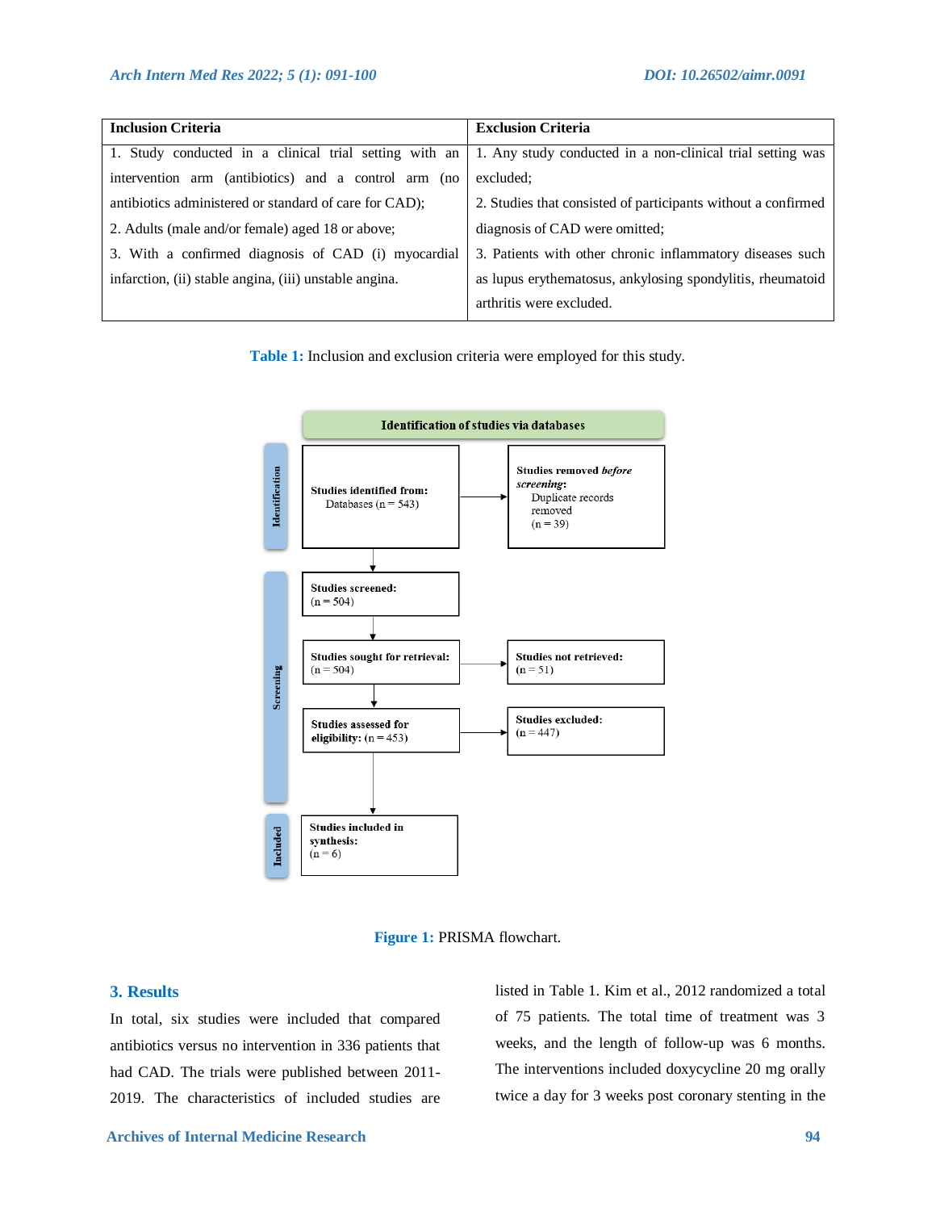| Inclusion Criteria | Exclusion Criteria |
|---|---|
| 1. Study conducted in a clinical trial setting with an intervention arm (antibiotics) and a control arm (no antibiotics administered or standard of care for CAD);<br>2. Adults (male and/or female) aged 18 or above;<br>3. With a confirmed diagnosis of CAD (i) myocardial infarction, (ii) stable angina, (iii) unstable angina. | 1. Any study conducted in a non-clinical trial setting was excluded;<br>2. Studies that consisted of participants without a confirmed diagnosis of CAD were omitted;<br>3. Patients with other chronic inflammatory diseases such as lupus erythematosus, ankylosing spondylitis, rheumatoid arthritis were excluded. |

**Table 1:** Inclusion and exclusion criteria were employed for this study.

**Identification of studies via databases**

Identification

- **Studies identified from:** Databases (n = 543)
- **Studies removed *before screening*:** Duplicate records removed (n = 39)

Screening

- **Studies screened:** (n = 504)
- **Studies sought for retrieval:** (n = 504)
- **Studies not retrieved:** (n = 51)
- **Studies assessed for eligibility:** (n = 453)
- **Studies excluded:** (n = 447)

Included

- **Studies included in synthesis:** (n = 6)

**Figure 1:** PRISMA flowchart.

## 3. Results

In total, six studies were included that compared antibiotics versus no intervention in 336 patients that had CAD. The trials were published between 2011-2019. The characteristics of included studies are listed in Table 1. Kim et al., 2012 randomized a total of 75 patients. The total time of treatment was 3 weeks, and the length of follow-up was 6 months. The interventions included doxycycline 20 mg orally twice a day for 3 weeks post coronary stenting in the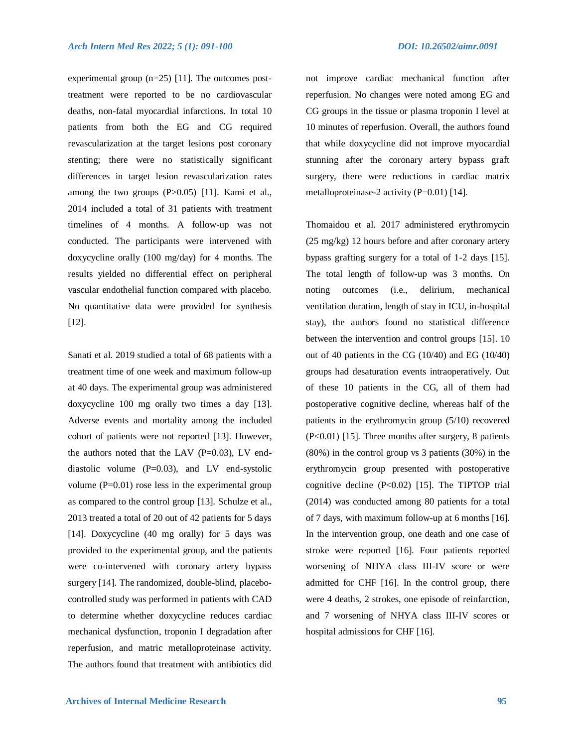experimental group (n=25) [11]. The outcomes post-treatment were reported to be no cardiovascular deaths, non-fatal myocardial infarctions. In total 10 patients from both the EG and CG required revascularization at the target lesions post coronary stenting; there were no statistically significant differences in target lesion revascularization rates among the two groups (P>0.05) [11]. Kami et al., 2014 included a total of 31 patients with treatment timelines of 4 months. A follow-up was not conducted. The participants were intervened with doxycycline orally (100 mg/day) for 4 months. The results yielded no differential effect on peripheral vascular endothelial function compared with placebo. No quantitative data were provided for synthesis [12].

Sanati et al. 2019 studied a total of 68 patients with a treatment time of one week and maximum follow-up at 40 days. The experimental group was administered doxycycline 100 mg orally two times a day [13]. Adverse events and mortality among the included cohort of patients were not reported [13]. However, the authors noted that the LAV (P=0.03), LV end-diastolic volume (P=0.03), and LV end-systolic volume (P=0.01) rose less in the experimental group as compared to the control group [13]. Schulze et al., 2013 treated a total of 20 out of 42 patients for 5 days [14]. Doxycycline (40 mg orally) for 5 days was provided to the experimental group, and the patients were co-intervened with coronary artery bypass surgery [14]. The randomized, double-blind, placebo-controlled study was performed in patients with CAD to determine whether doxycycline reduces cardiac mechanical dysfunction, troponin I degradation after reperfusion, and matric metalloproteinase activity. The authors found that treatment with antibiotics did not improve cardiac mechanical function after reperfusion. No changes were noted among EG and CG groups in the tissue or plasma troponin I level at 10 minutes of reperfusion. Overall, the authors found that while doxycycline did not improve myocardial stunning after the coronary artery bypass graft surgery, there were reductions in cardiac matrix metalloproteinase-2 activity (P=0.01) [14].

Thomaidou et al. 2017 administered erythromycin (25 mg/kg) 12 hours before and after coronary artery bypass grafting surgery for a total of 1-2 days [15]. The total length of follow-up was 3 months. On noting outcomes (i.e., delirium, mechanical ventilation duration, length of stay in ICU, in-hospital stay), the authors found no statistical difference between the intervention and control groups [15]. 10 out of 40 patients in the CG (10/40) and EG (10/40) groups had desaturation events intraoperatively. Out of these 10 patients in the CG, all of them had postoperative cognitive decline, whereas half of the patients in the erythromycin group (5/10) recovered (P<0.01) [15]. Three months after surgery, 8 patients (80%) in the control group vs 3 patients (30%) in the erythromycin group presented with postoperative cognitive decline (P<0.02) [15]. The TIPTOP trial (2014) was conducted among 80 patients for a total of 7 days, with maximum follow-up at 6 months [16]. In the intervention group, one death and one case of stroke were reported [16]. Four patients reported worsening of NHYA class III-IV score or were admitted for CHF [16]. In the control group, there were 4 deaths, 2 strokes, one episode of reinfarction, and 7 worsening of NHYA class III-IV scores or hospital admissions for CHF [16].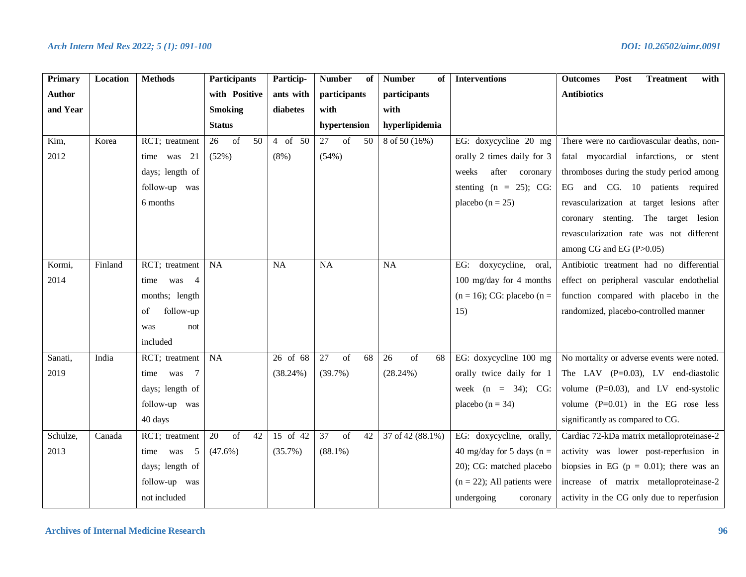| Primary Author and Year | Location | Methods | Participants with Positive Smoking Status | Particip-ants with diabetes | Number of participants with hypertension | Number of participants with hyperlipidemia | Interventions | Outcomes Post Treatment with Antibiotics |
|---|---|---|---|---|---|---|---|---|
| Kim, 2012 | Korea | RCT; treatment time was 21 days; length of follow-up was 6 months | 26 of 50 (52%) | 4 of 50 (8%) | 27 of 50 (54%) | 8 of 50 (16%) | EG: doxycycline 20 mg orally 2 times daily for 3 weeks after coronary stenting (n = 25); CG: placebo (n = 25) | There were no cardiovascular deaths, non-fatal myocardial infarctions, or stent thromboses during the study period among EG and CG. 10 patients required revascularization at target lesions after coronary stenting. The target lesion revascularization rate was not different among CG and EG (P>0.05) |
| Kormi, 2014 | Finland | RCT; treatment time was 4 months; length of follow-up was not included | NA | NA | NA | NA | EG: doxycycline, oral, 100 mg/day for 4 months (n = 16); CG: placebo (n = 15) | Antibiotic treatment had no differential effect on peripheral vascular endothelial function compared with placebo in the randomized, placebo-controlled manner |
| Sanati, 2019 | India | RCT; treatment time was 7 days; length of follow-up was 40 days | NA | 26 of 68 (38.24%) | 27 of 68 (39.7%) | 26 of 68 (28.24%) | EG: doxycycline 100 mg orally twice daily for 1 week (n = 34); CG: placebo (n = 34) | No mortality or adverse events were noted. The LAV (P=0.03), LV end-diastolic volume (P=0.03), and LV end-systolic volume (P=0.01) in the EG rose less significantly as compared to CG. |
| Schulze, 2013 | Canada | RCT; treatment time was 5 days; length of follow-up was not included | 20 of 42 (47.6%) | 15 of 42 (35.7%) | 37 of 42 (88.1%) | 37 of 42 (88.1%) | EG: doxycycline, orally, 40 mg/day for 5 days (n = 20); CG: matched placebo (n = 22); All patients were undergoing coronary | Cardiac 72-kDa matrix metalloproteinase-2 activity was lower post-reperfusion in biopsies in EG (p = 0.01); there was an increase of matrix metalloproteinase-2 activity in the CG only due to reperfusion |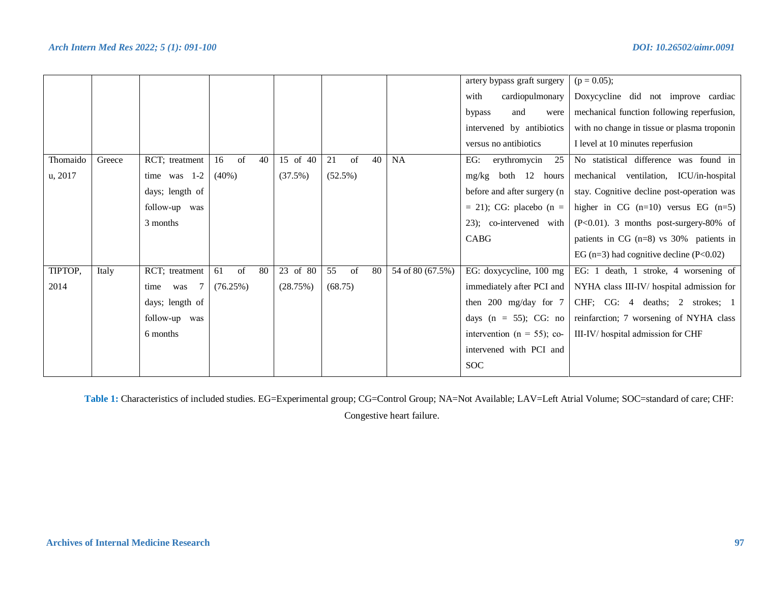| | | | | | | | | |
|---|---|---|---|---|---|---|---|---|
| | | | | | | | artery bypass graft surgery with cardiopulmonary bypass and were intervened by antibiotics versus no antibiotics | (p = 0.05); Doxycycline did not improve cardiac mechanical function following reperfusion, with no change in tissue or plasma troponin I level at 10 minutes reperfusion |
| Thomaidou, 2017 | Greece | RCT; treatment time was 1-2 days; length of follow-up was 3 months | 16 of 40 (40%) | 15 of 40 (37.5%) | 21 of 40 (52.5%) | NA | EG: erythromycin 25 mg/kg both 12 hours before and after surgery (n = 21); CG: placebo (n = 23); co-intervened with CABG | No statistical difference was found in mechanical ventilation, ICU/in-hospital stay. Cognitive decline post-operation was higher in CG (n=10) versus EG (n=5) (P<0.01). 3 months post-surgery-80% of patients in CG (n=8) vs 30% patients in EG (n=3) had cognitive decline (P<0.02) |
| TIPTOP, 2014 | Italy | RCT; treatment time was 7 days; length of follow-up was 6 months | 61 of 80 (76.25%) | 23 of 80 (28.75%) | 55 of 80 (68.75) | 54 of 80 (67.5%) | EG: doxycycline, 100 mg immediately after PCI and then 200 mg/day for 7 days (n = 55); CG: no intervention (n = 55); co-intervened with PCI and SOC | EG: 1 death, 1 stroke, 4 worsening of NYHA class III-IV/ hospital admission for CHF; CG: 4 deaths; 2 strokes; 1 reinfarction; 7 worsening of NYHA class III-IV/ hospital admission for CHF |

**Table 1:** Characteristics of included studies. EG=Experimental group; CG=Control Group; NA=Not Available; LAV=Left Atrial Volume; SOC=standard of care; CHF: Congestive heart failure.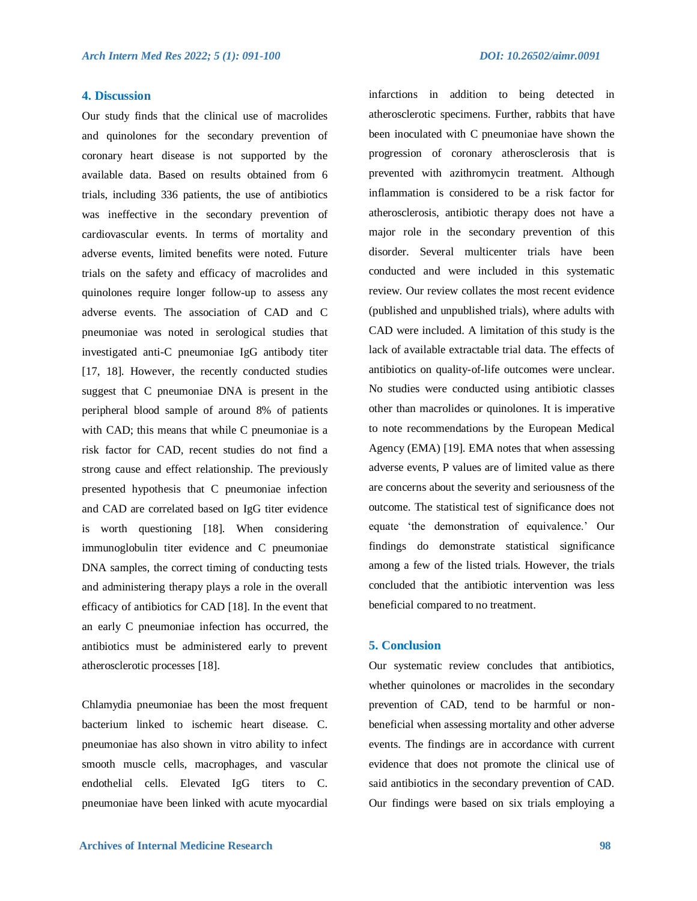## 4. Discussion

Our study finds that the clinical use of macrolides and quinolones for the secondary prevention of coronary heart disease is not supported by the available data. Based on results obtained from 6 trials, including 336 patients, the use of antibiotics was ineffective in the secondary prevention of cardiovascular events. In terms of mortality and adverse events, limited benefits were noted. Future trials on the safety and efficacy of macrolides and quinolones require longer follow-up to assess any adverse events. The association of CAD and C pneumoniae was noted in serological studies that investigated anti-C pneumoniae IgG antibody titer [17, 18]. However, the recently conducted studies suggest that C pneumoniae DNA is present in the peripheral blood sample of around 8% of patients with CAD; this means that while C pneumoniae is a risk factor for CAD, recent studies do not find a strong cause and effect relationship. The previously presented hypothesis that C pneumoniae infection and CAD are correlated based on IgG titer evidence is worth questioning [18]. When considering immunoglobulin titer evidence and C pneumoniae DNA samples, the correct timing of conducting tests and administering therapy plays a role in the overall efficacy of antibiotics for CAD [18]. In the event that an early C pneumoniae infection has occurred, the antibiotics must be administered early to prevent atherosclerotic processes [18].

Chlamydia pneumoniae has been the most frequent bacterium linked to ischemic heart disease. C. pneumoniae has also shown in vitro ability to infect smooth muscle cells, macrophages, and vascular endothelial cells. Elevated IgG titers to C. pneumoniae have been linked with acute myocardial infarctions in addition to being detected in atherosclerotic specimens. Further, rabbits that have been inoculated with C pneumoniae have shown the progression of coronary atherosclerosis that is prevented with azithromycin treatment. Although inflammation is considered to be a risk factor for atherosclerosis, antibiotic therapy does not have a major role in the secondary prevention of this disorder. Several multicenter trials have been conducted and were included in this systematic review. Our review collates the most recent evidence (published and unpublished trials), where adults with CAD were included. A limitation of this study is the lack of available extractable trial data. The effects of antibiotics on quality-of-life outcomes were unclear. No studies were conducted using antibiotic classes other than macrolides or quinolones. It is imperative to note recommendations by the European Medical Agency (EMA) [19]. EMA notes that when assessing adverse events, P values are of limited value as there are concerns about the severity and seriousness of the outcome. The statistical test of significance does not equate 'the demonstration of equivalence.' Our findings do demonstrate statistical significance among a few of the listed trials. However, the trials concluded that the antibiotic intervention was less beneficial compared to no treatment.

## 5. Conclusion

Our systematic review concludes that antibiotics, whether quinolones or macrolides in the secondary prevention of CAD, tend to be harmful or non-beneficial when assessing mortality and other adverse events. The findings are in accordance with current evidence that does not promote the clinical use of said antibiotics in the secondary prevention of CAD. Our findings were based on six trials employing a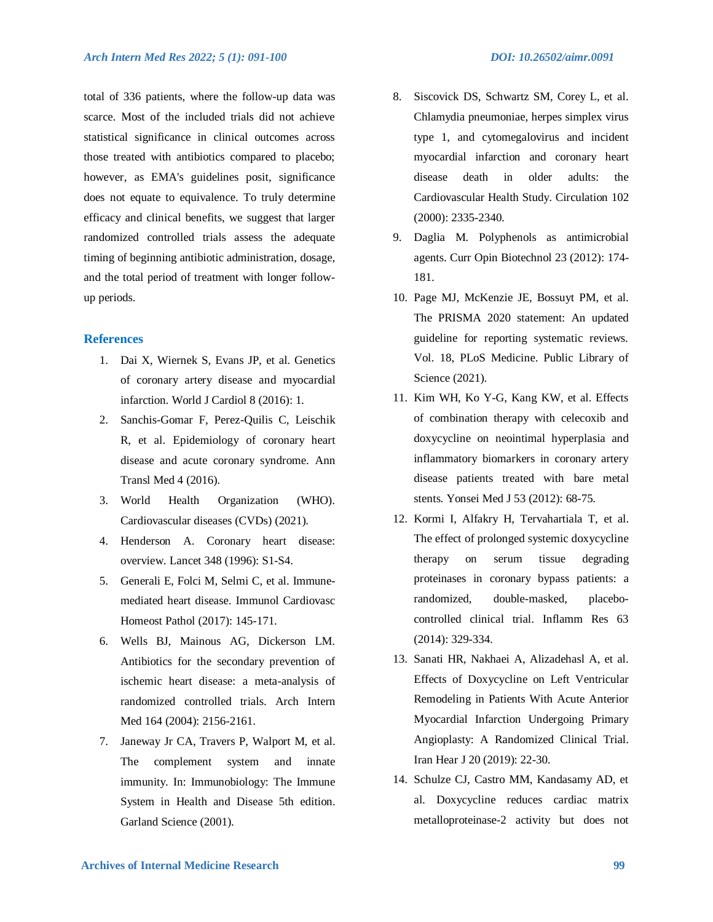total of 336 patients, where the follow-up data was scarce. Most of the included trials did not achieve statistical significance in clinical outcomes across those treated with antibiotics compared to placebo; however, as EMA's guidelines posit, significance does not equate to equivalence. To truly determine efficacy and clinical benefits, we suggest that larger randomized controlled trials assess the adequate timing of beginning antibiotic administration, dosage, and the total period of treatment with longer follow-up periods.

## References

1. Dai X, Wiernek S, Evans JP, et al. Genetics of coronary artery disease and myocardial infarction. World J Cardiol 8 (2016): 1.
2. Sanchis-Gomar F, Perez-Quilis C, Leischik R, et al. Epidemiology of coronary heart disease and acute coronary syndrome. Ann Transl Med 4 (2016).
3. World Health Organization (WHO). Cardiovascular diseases (CVDs) (2021).
4. Henderson A. Coronary heart disease: overview. Lancet 348 (1996): S1-S4.
5. Generali E, Folci M, Selmi C, et al. Immune-mediated heart disease. Immunol Cardiovasc Homeost Pathol (2017): 145-171.
6. Wells BJ, Mainous AG, Dickerson LM. Antibiotics for the secondary prevention of ischemic heart disease: a meta-analysis of randomized controlled trials. Arch Intern Med 164 (2004): 2156-2161.
7. Janeway Jr CA, Travers P, Walport M, et al. The complement system and innate immunity. In: Immunobiology: The Immune System in Health and Disease 5th edition. Garland Science (2001).
8. Siscovick DS, Schwartz SM, Corey L, et al. Chlamydia pneumoniae, herpes simplex virus type 1, and cytomegalovirus and incident myocardial infarction and coronary heart disease death in older adults: the Cardiovascular Health Study. Circulation 102 (2000): 2335-2340.
9. Daglia M. Polyphenols as antimicrobial agents. Curr Opin Biotechnol 23 (2012): 174-181.
10. Page MJ, McKenzie JE, Bossuyt PM, et al. The PRISMA 2020 statement: An updated guideline for reporting systematic reviews. Vol. 18, PLoS Medicine. Public Library of Science (2021).
11. Kim WH, Ko Y-G, Kang KW, et al. Effects of combination therapy with celecoxib and doxycycline on neointimal hyperplasia and inflammatory biomarkers in coronary artery disease patients treated with bare metal stents. Yonsei Med J 53 (2012): 68-75.
12. Kormi I, Alfakry H, Tervahartiala T, et al. The effect of prolonged systemic doxycycline therapy on serum tissue degrading proteinases in coronary bypass patients: a randomized, double-masked, placebo-controlled clinical trial. Inflamm Res 63 (2014): 329-334.
13. Sanati HR, Nakhaei A, Alizadehasl A, et al. Effects of Doxycycline on Left Ventricular Remodeling in Patients With Acute Anterior Myocardial Infarction Undergoing Primary Angioplasty: A Randomized Clinical Trial. Iran Hear J 20 (2019): 22-30.
14. Schulze CJ, Castro MM, Kandasamy AD, et al. Doxycycline reduces cardiac matrix metalloproteinase-2 activity but does not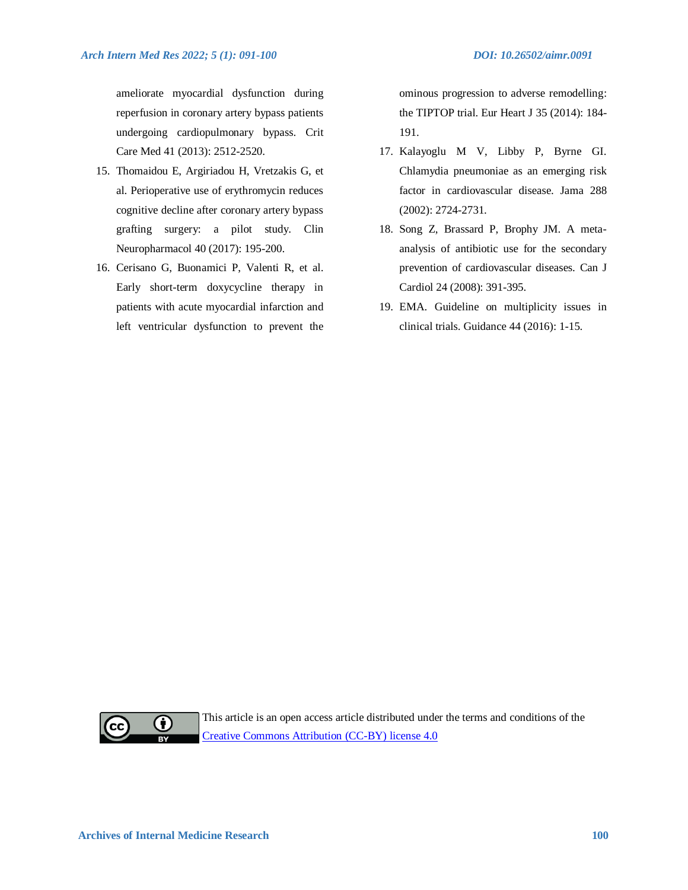ameliorate myocardial dysfunction during reperfusion in coronary artery bypass patients undergoing cardiopulmonary bypass. Crit Care Med 41 (2013): 2512-2520.

15. Thomaidou E, Argiriadou H, Vretzakis G, et al. Perioperative use of erythromycin reduces cognitive decline after coronary artery bypass grafting surgery: a pilot study. Clin Neuropharmacol 40 (2017): 195-200.
16. Cerisano G, Buonamici P, Valenti R, et al. Early short-term doxycycline therapy in patients with acute myocardial infarction and left ventricular dysfunction to prevent the ominous progression to adverse remodelling: the TIPTOP trial. Eur Heart J 35 (2014): 184-191.
17. Kalayoglu M V, Libby P, Byrne GI. Chlamydia pneumoniae as an emerging risk factor in cardiovascular disease. Jama 288 (2002): 2724-2731.
18. Song Z, Brassard P, Brophy JM. A meta-analysis of antibiotic use for the secondary prevention of cardiovascular diseases. Can J Cardiol 24 (2008): 391-395.
19. EMA. Guideline on multiplicity issues in clinical trials. Guidance 44 (2016): 1-15.

This article is an open access article distributed under the terms and conditions of the [Creative Commons Attribution (CC-BY) license 4.0]